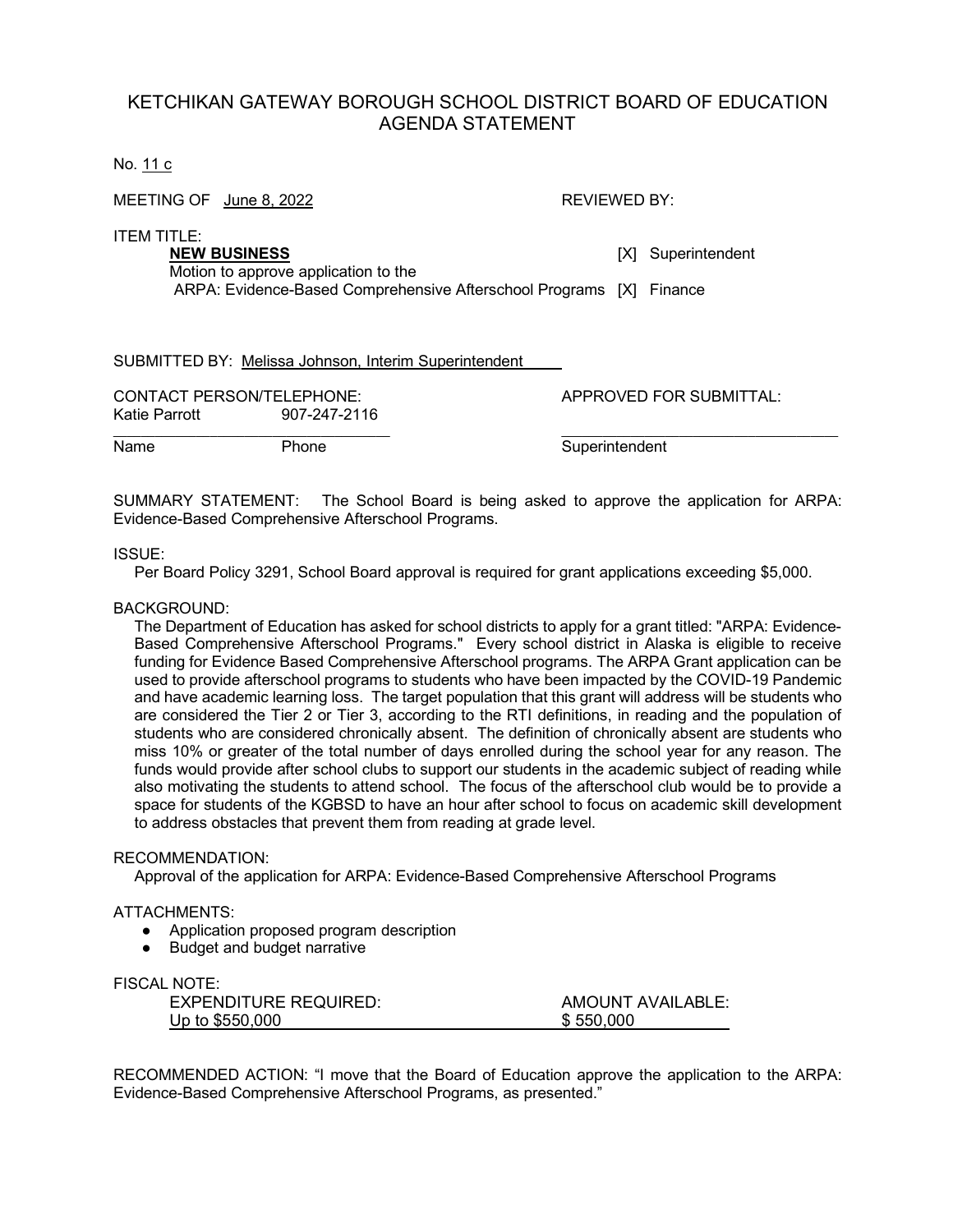# KETCHIKAN GATEWAY BOROUGH SCHOOL DISTRICT BOARD OF EDUCATION AGENDA STATEMENT

No. 11 c

MEETING OF June 8, 2022

REVIEWED BY:

ITEM TITLE:

**NEW BUSINESS**

Motion to approve application to the ARPA: Evidence-Based Comprehensive Afterschool Programs

[X] Superintendent

[X] Finance

SUBMITTED BY: Melissa Johnson, Interim Superintendent

CONTACT PERSON/TELEPHONE:

Katie Parrott 907-247-2116

Name Phone

APPROVED FOR SUBMITTAL:

Superintendent

SUMMARY STATEMENT: The School Board is being asked to approve the application for ARPA: Evidence-Based Comprehensive Afterschool Programs.

ISSUE:

Per Board Policy 3291, School Board approval is required for grant applications exceeding $5,000.

BACKGROUND:

The Department of Education has asked for school districts to apply for a grant titled: "ARPA: Evidence-Based Comprehensive Afterschool Programs." Every school district in Alaska is eligible to receive funding for Evidence Based Comprehensive Afterschool programs. The ARPA Grant application can be used to provide afterschool programs to students who have been impacted by the COVID-19 Pandemic and have academic learning loss. The target population that this grant will address will be students who are considered the Tier 2 or Tier 3, according to the RTI definitions, in reading and the population of students who are considered chronically absent. The definition of chronically absent are students who miss 10% or greater of the total number of days enrolled during the school year for any reason. The funds would provide after school clubs to support our students in the academic subject of reading while also motivating the students to attend school. The focus of the afterschool club would be to provide a space for students of the KGBSD to have an hour after school to focus on academic skill development to address obstacles that prevent them from reading at grade level.

RECOMMENDATION:

Approval of the application for ARPA: Evidence-Based Comprehensive Afterschool Programs

ATTACHMENTS:

- Application proposed program description
- Budget and budget narrative

FISCAL NOTE:

| EXPENDITURE REQUIRED: | AMOUNT AVAILABLE: |
|---|---|
| Up to $550,000 | $ 550,000 |

RECOMMENDED ACTION: "I move that the Board of Education approve the application to the ARPA: Evidence-Based Comprehensive Afterschool Programs, as presented."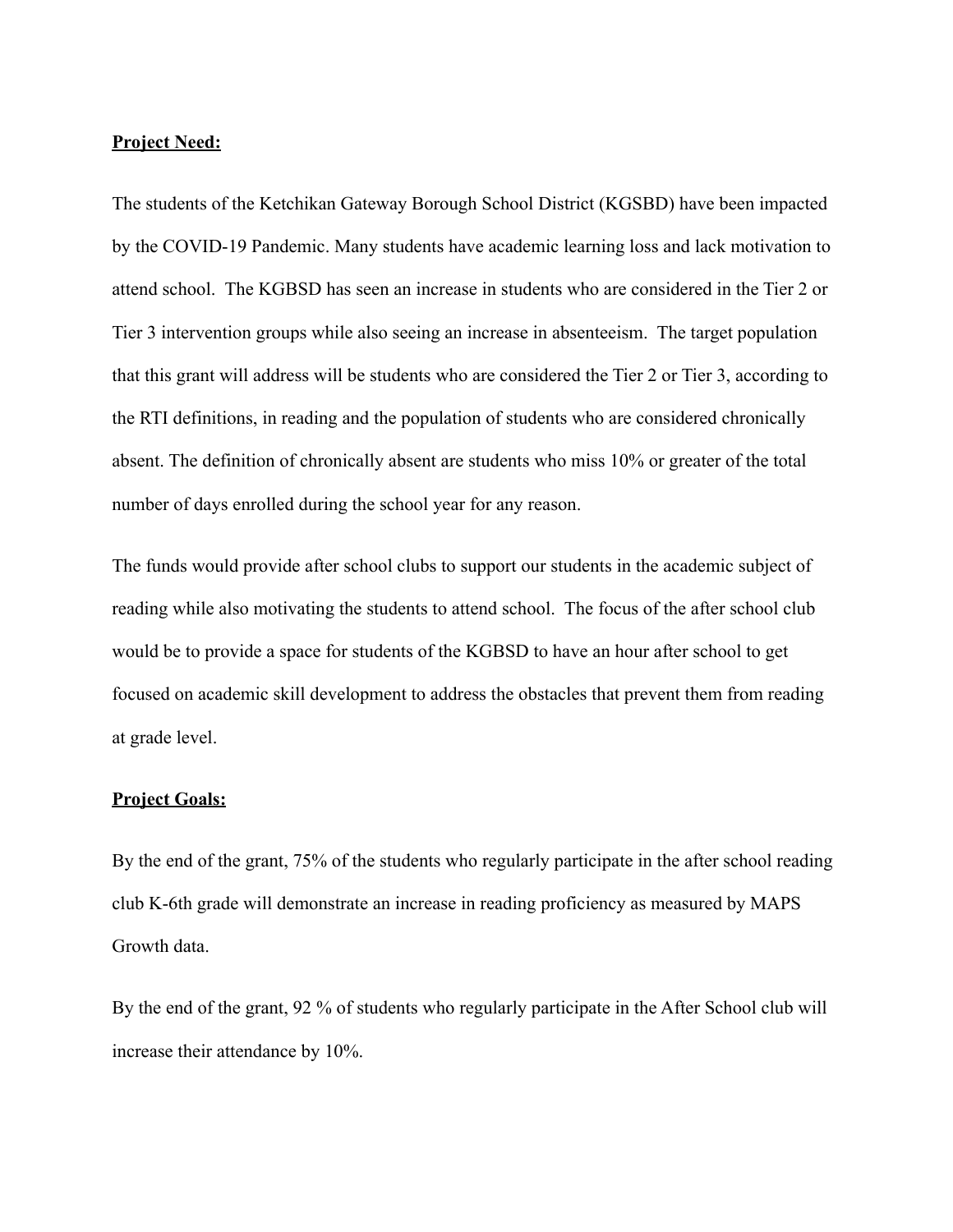**Project Need:**

The students of the Ketchikan Gateway Borough School District (KGSBD) have been impacted by the COVID-19 Pandemic. Many students have academic learning loss and lack motivation to attend school. The KGBSD has seen an increase in students who are considered in the Tier 2 or Tier 3 intervention groups while also seeing an increase in absenteeism. The target population that this grant will address will be students who are considered the Tier 2 or Tier 3, according to the RTI definitions, in reading and the population of students who are considered chronically absent. The definition of chronically absent are students who miss 10% or greater of the total number of days enrolled during the school year for any reason.

The funds would provide after school clubs to support our students in the academic subject of reading while also motivating the students to attend school. The focus of the after school club would be to provide a space for students of the KGBSD to have an hour after school to get focused on academic skill development to address the obstacles that prevent them from reading at grade level.

**Project Goals:**

By the end of the grant, 75% of the students who regularly participate in the after school reading club K-6th grade will demonstrate an increase in reading proficiency as measured by MAPS Growth data.

By the end of the grant, 92 % of students who regularly participate in the After School club will increase their attendance by 10%.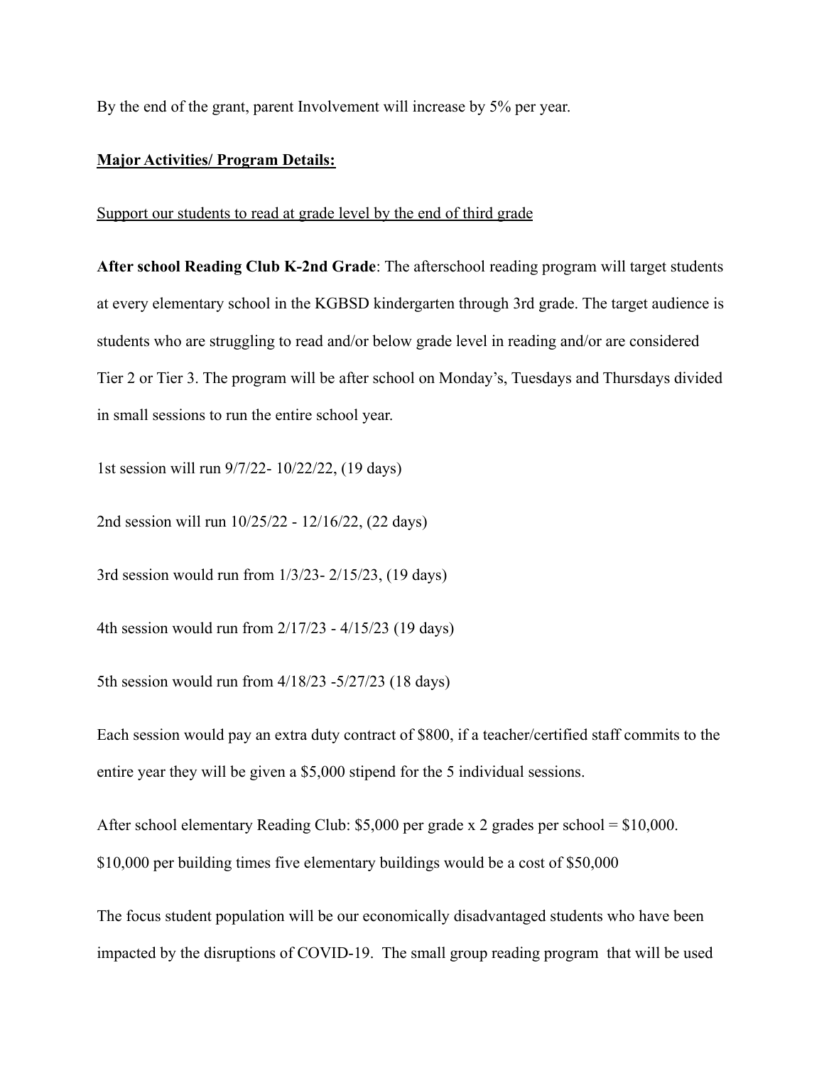By the end of the grant, parent Involvement will increase by 5% per year.

**<u>Major Activities/ Program Details:</u>**

<u>Support our students to read at grade level by the end of third grade</u>

**After school Reading Club K-2nd Grade**: The afterschool reading program will target students at every elementary school in the KGBSD kindergarten through 3rd grade. The target audience is students who are struggling to read and/or below grade level in reading and/or are considered Tier 2 or Tier 3. The program will be after school on Monday's, Tuesdays and Thursdays divided in small sessions to run the entire school year.

1st session will run 9/7/22- 10/22/22, (19 days)

2nd session will run 10/25/22 - 12/16/22, (22 days)

3rd session would run from 1/3/23- 2/15/23, (19 days)

4th session would run from 2/17/23 - 4/15/23 (19 days)

5th session would run from 4/18/23 -5/27/23 (18 days)

Each session would pay an extra duty contract of $800, if a teacher/certified staff commits to the entire year they will be given a $5,000 stipend for the 5 individual sessions.

After school elementary Reading Club: $5,000 per grade x 2 grades per school = $10,000. $10,000 per building times five elementary buildings would be a cost of $50,000

The focus student population will be our economically disadvantaged students who have been impacted by the disruptions of COVID-19. The small group reading program that will be used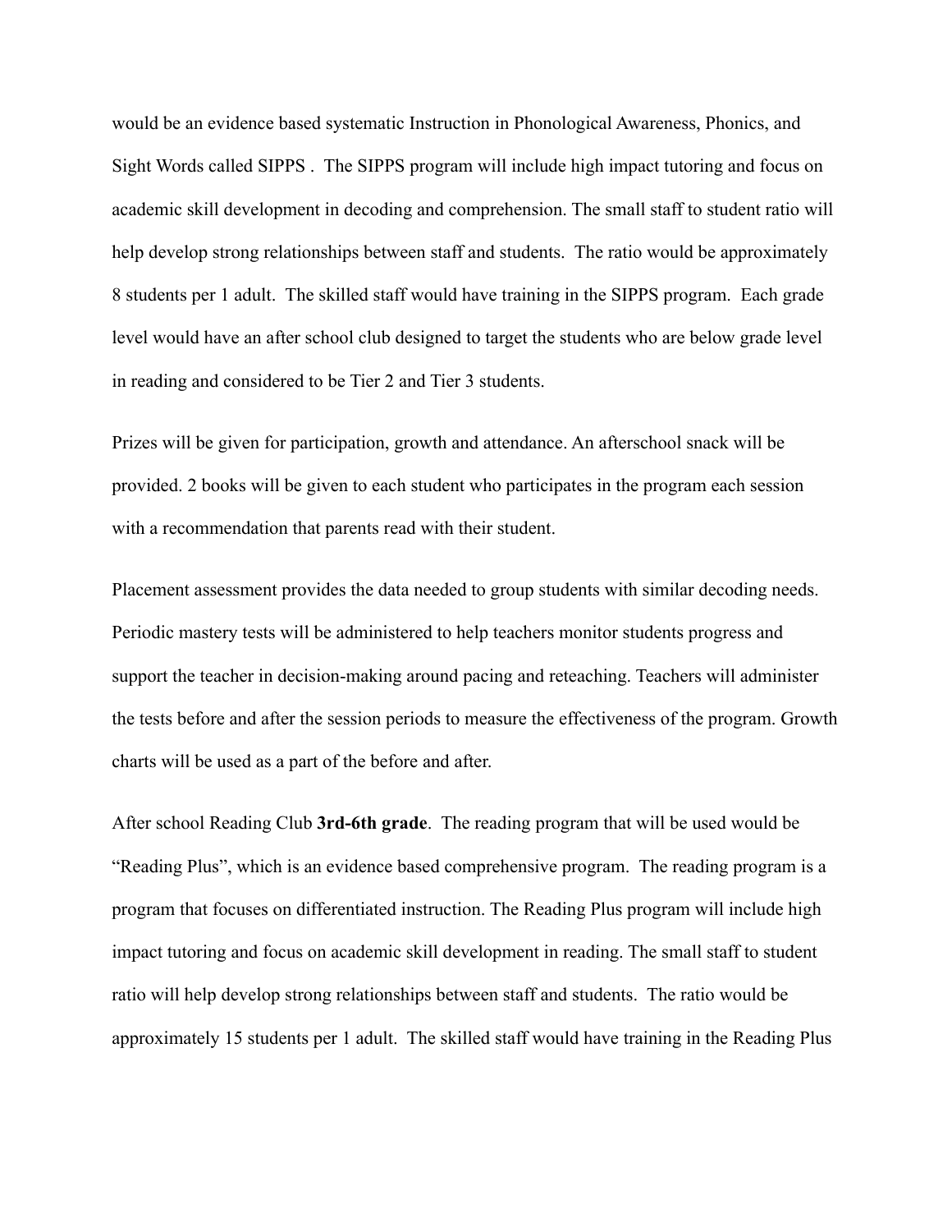would be an evidence based systematic Instruction in Phonological Awareness, Phonics, and Sight Words called SIPPS . The SIPPS program will include high impact tutoring and focus on academic skill development in decoding and comprehension. The small staff to student ratio will help develop strong relationships between staff and students. The ratio would be approximately 8 students per 1 adult. The skilled staff would have training in the SIPPS program. Each grade level would have an after school club designed to target the students who are below grade level in reading and considered to be Tier 2 and Tier 3 students.

Prizes will be given for participation, growth and attendance. An afterschool snack will be provided. 2 books will be given to each student who participates in the program each session with a recommendation that parents read with their student.

Placement assessment provides the data needed to group students with similar decoding needs. Periodic mastery tests will be administered to help teachers monitor students progress and support the teacher in decision-making around pacing and reteaching. Teachers will administer the tests before and after the session periods to measure the effectiveness of the program. Growth charts will be used as a part of the before and after.

After school Reading Club **3rd-6th grade**. The reading program that will be used would be "Reading Plus", which is an evidence based comprehensive program. The reading program is a program that focuses on differentiated instruction. The Reading Plus program will include high impact tutoring and focus on academic skill development in reading. The small staff to student ratio will help develop strong relationships between staff and students. The ratio would be approximately 15 students per 1 adult. The skilled staff would have training in the Reading Plus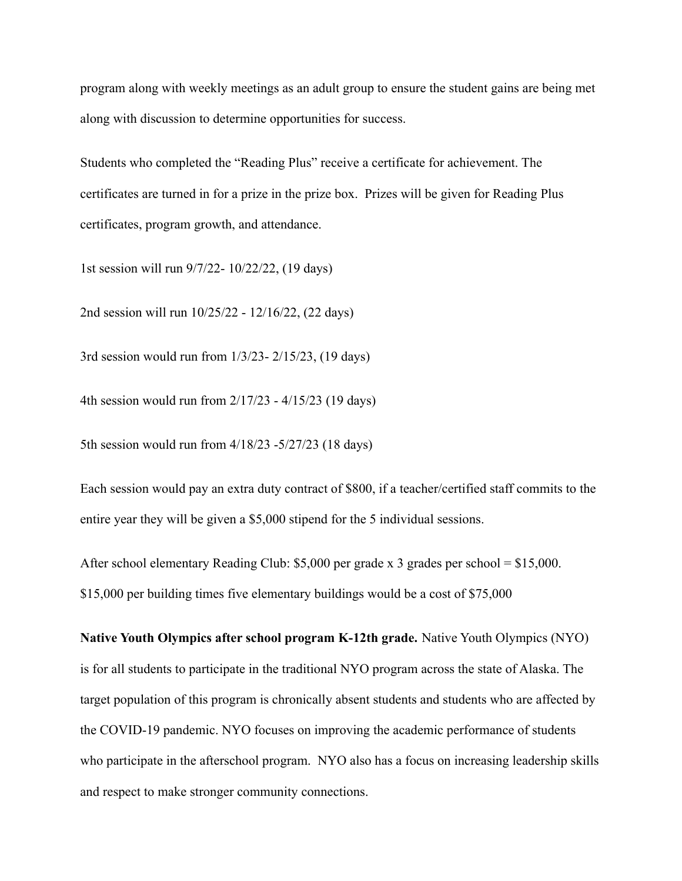program along with weekly meetings as an adult group to ensure the student gains are being met along with discussion to determine opportunities for success.

Students who completed the “Reading Plus” receive a certificate for achievement. The certificates are turned in for a prize in the prize box.  Prizes will be given for Reading Plus certificates, program growth, and attendance.

1st session will run 9/7/22- 10/22/22, (19 days)

2nd session will run 10/25/22 - 12/16/22, (22 days)

3rd session would run from 1/3/23- 2/15/23, (19 days)

4th session would run from 2/17/23 - 4/15/23 (19 days)

5th session would run from 4/18/23 -5/27/23 (18 days)

Each session would pay an extra duty contract of $800, if a teacher/certified staff commits to the entire year they will be given a $5,000 stipend for the 5 individual sessions.

After school elementary Reading Club: $5,000 per grade x 3 grades per school = $15,000. $15,000 per building times five elementary buildings would be a cost of $75,000

**Native Youth Olympics after school program K-12th grade.** Native Youth Olympics (NYO) is for all students to participate in the traditional NYO program across the state of Alaska. The target population of this program is chronically absent students and students who are affected by the COVID-19 pandemic. NYO focuses on improving the academic performance of students who participate in the afterschool program.  NYO also has a focus on increasing leadership skills and respect to make stronger community connections.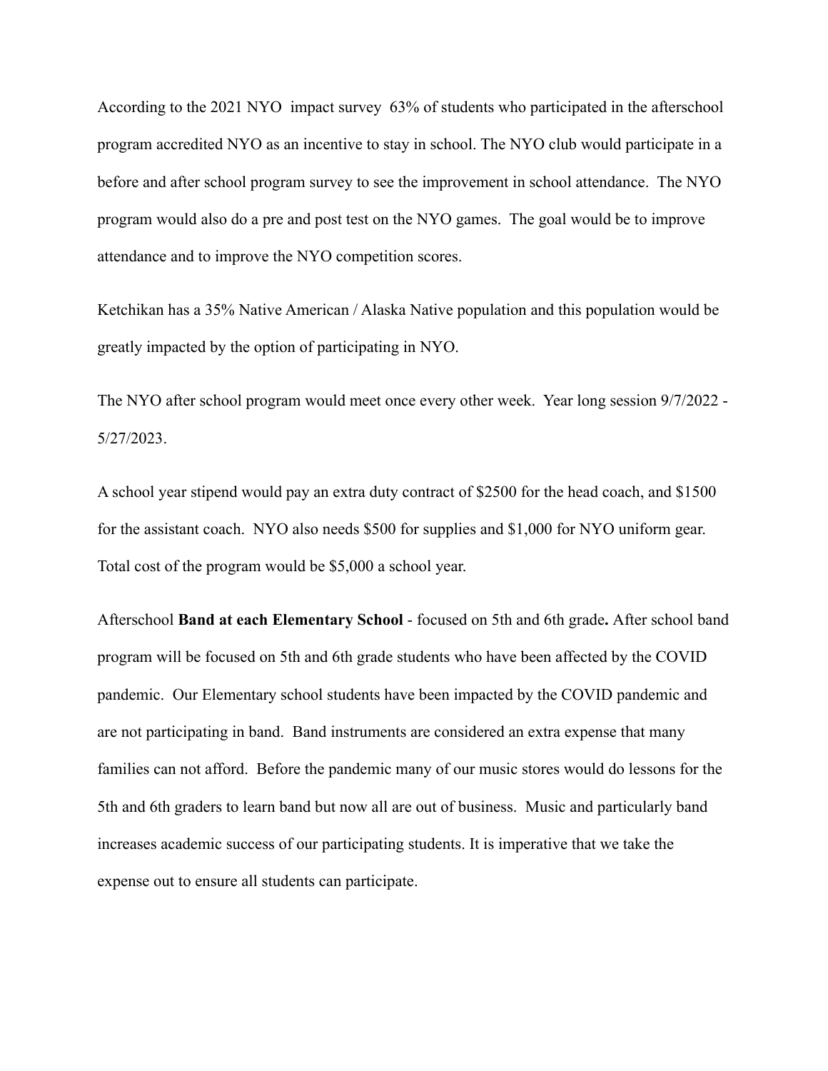According to the 2021 NYO impact survey 63% of students who participated in the afterschool program accredited NYO as an incentive to stay in school. The NYO club would participate in a before and after school program survey to see the improvement in school attendance. The NYO program would also do a pre and post test on the NYO games. The goal would be to improve attendance and to improve the NYO competition scores.

Ketchikan has a 35% Native American / Alaska Native population and this population would be greatly impacted by the option of participating in NYO.

The NYO after school program would meet once every other week. Year long session 9/7/2022 - 5/27/2023.

A school year stipend would pay an extra duty contract of $2500 for the head coach, and $1500 for the assistant coach. NYO also needs $500 for supplies and $1,000 for NYO uniform gear. Total cost of the program would be $5,000 a school year.

Afterschool **Band at each Elementary School** - focused on 5th and 6th grade**.** After school band program will be focused on 5th and 6th grade students who have been affected by the COVID pandemic. Our Elementary school students have been impacted by the COVID pandemic and are not participating in band. Band instruments are considered an extra expense that many families can not afford. Before the pandemic many of our music stores would do lessons for the 5th and 6th graders to learn band but now all are out of business. Music and particularly band increases academic success of our participating students. It is imperative that we take the expense out to ensure all students can participate.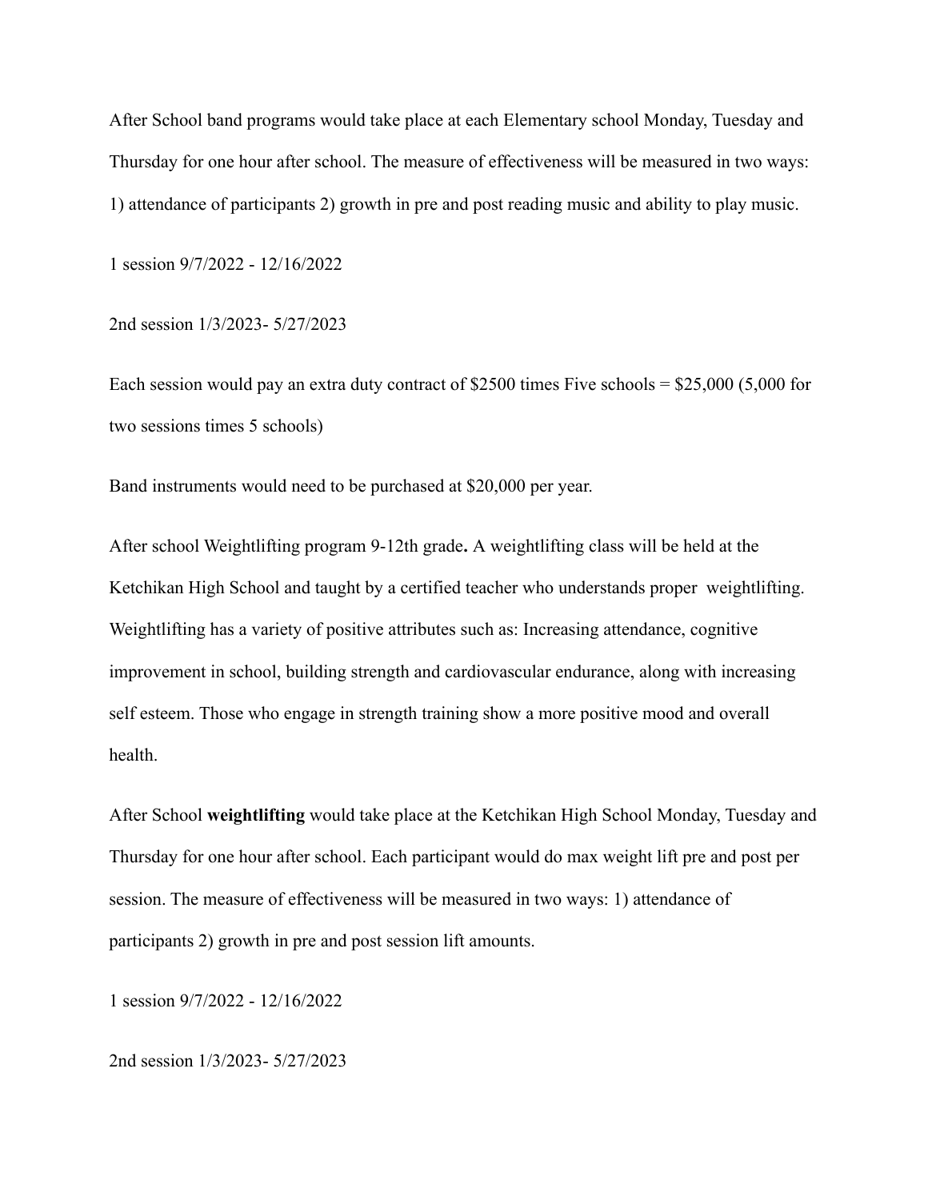After School band programs would take place at each Elementary school Monday, Tuesday and Thursday for one hour after school. The measure of effectiveness will be measured in two ways: 1) attendance of participants 2) growth in pre and post reading music and ability to play music.

1 session 9/7/2022 - 12/16/2022

2nd session 1/3/2023- 5/27/2023

Each session would pay an extra duty contract of $2500 times Five schools = $25,000 (5,000 for two sessions times 5 schools)

Band instruments would need to be purchased at $20,000 per year.

After school Weightlifting program 9-12th grade**.** A weightlifting class will be held at the Ketchikan High School and taught by a certified teacher who understands proper weightlifting. Weightlifting has a variety of positive attributes such as: Increasing attendance, cognitive improvement in school, building strength and cardiovascular endurance, along with increasing self esteem. Those who engage in strength training show a more positive mood and overall health.

After School **weightlifting** would take place at the Ketchikan High School Monday, Tuesday and Thursday for one hour after school. Each participant would do max weight lift pre and post per session. The measure of effectiveness will be measured in two ways: 1) attendance of participants 2) growth in pre and post session lift amounts.

1 session 9/7/2022 - 12/16/2022

2nd session 1/3/2023- 5/27/2023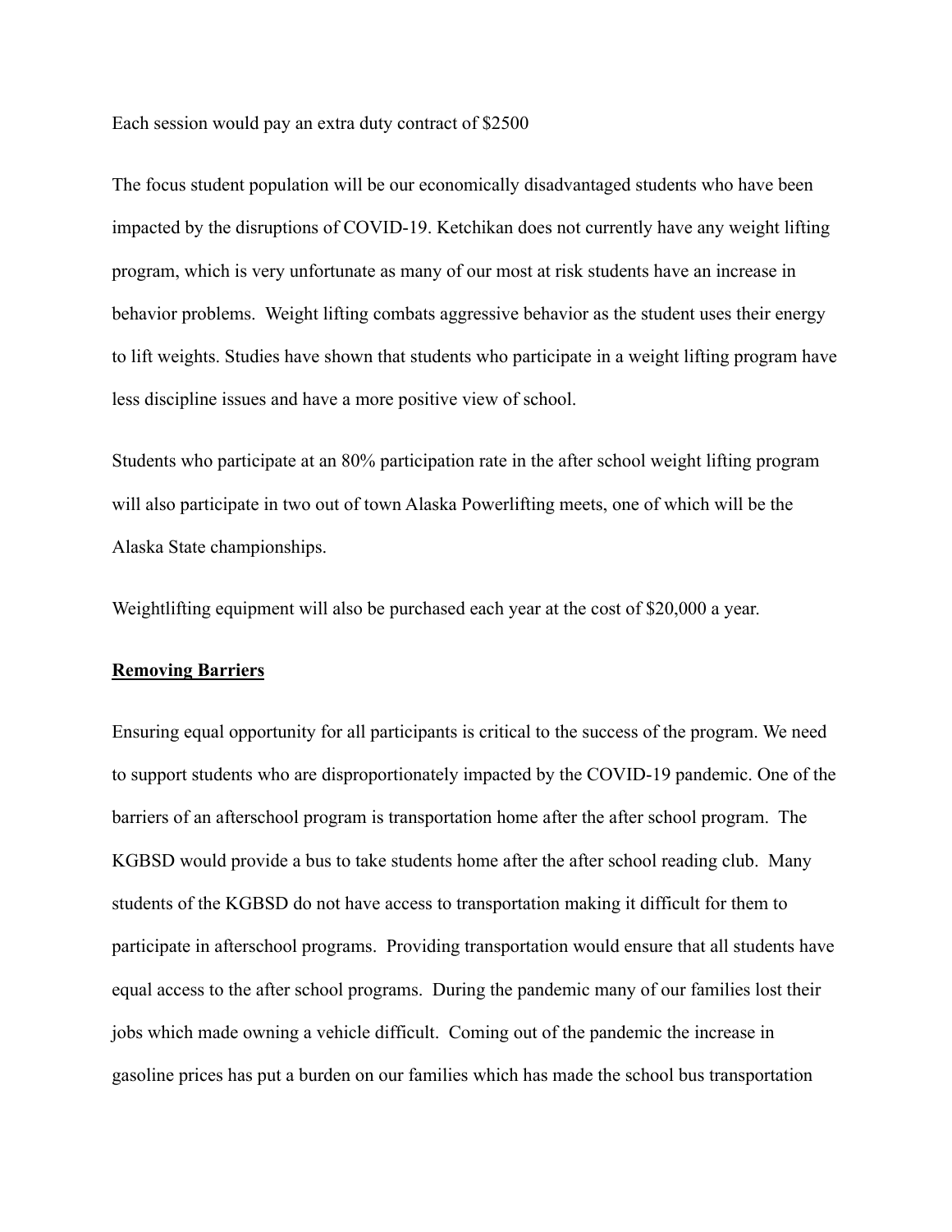Each session would pay an extra duty contract of $2500

The focus student population will be our economically disadvantaged students who have been impacted by the disruptions of COVID-19. Ketchikan does not currently have any weight lifting program, which is very unfortunate as many of our most at risk students have an increase in behavior problems. Weight lifting combats aggressive behavior as the student uses their energy to lift weights. Studies have shown that students who participate in a weight lifting program have less discipline issues and have a more positive view of school.

Students who participate at an 80% participation rate in the after school weight lifting program will also participate in two out of town Alaska Powerlifting meets, one of which will be the Alaska State championships.

Weightlifting equipment will also be purchased each year at the cost of $20,000 a year.

## Removing Barriers

Ensuring equal opportunity for all participants is critical to the success of the program. We need to support students who are disproportionately impacted by the COVID-19 pandemic. One of the barriers of an afterschool program is transportation home after the after school program. The KGBSD would provide a bus to take students home after the after school reading club. Many students of the KGBSD do not have access to transportation making it difficult for them to participate in afterschool programs. Providing transportation would ensure that all students have equal access to the after school programs. During the pandemic many of our families lost their jobs which made owning a vehicle difficult. Coming out of the pandemic the increase in gasoline prices has put a burden on our families which has made the school bus transportation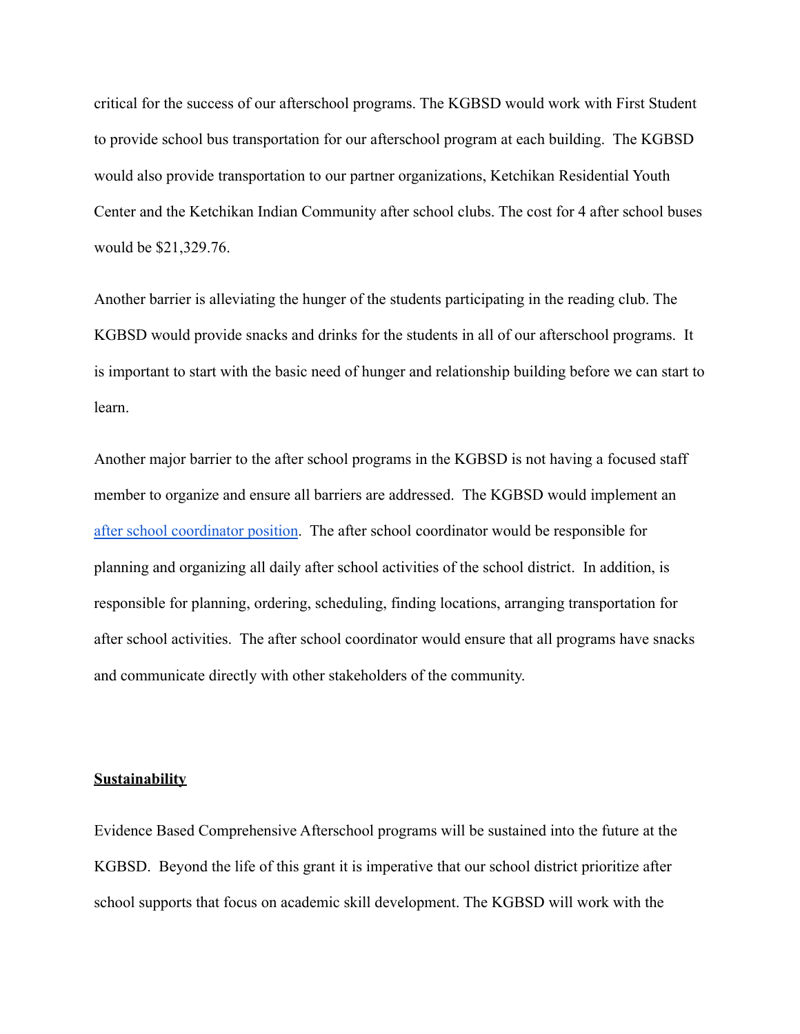critical for the success of our afterschool programs. The KGBSD would work with First Student to provide school bus transportation for our afterschool program at each building. The KGBSD would also provide transportation to our partner organizations, Ketchikan Residential Youth Center and the Ketchikan Indian Community after school clubs. The cost for 4 after school buses would be $21,329.76.

Another barrier is alleviating the hunger of the students participating in the reading club. The KGBSD would provide snacks and drinks for the students in all of our afterschool programs. It is important to start with the basic need of hunger and relationship building before we can start to learn.

Another major barrier to the after school programs in the KGBSD is not having a focused staff member to organize and ensure all barriers are addressed. The KGBSD would implement an after school coordinator position. The after school coordinator would be responsible for planning and organizing all daily after school activities of the school district. In addition, is responsible for planning, ordering, scheduling, finding locations, arranging transportation for after school activities. The after school coordinator would ensure that all programs have snacks and communicate directly with other stakeholders of the community.

**Sustainability**

Evidence Based Comprehensive Afterschool programs will be sustained into the future at the KGBSD. Beyond the life of this grant it is imperative that our school district prioritize after school supports that focus on academic skill development. The KGBSD will work with the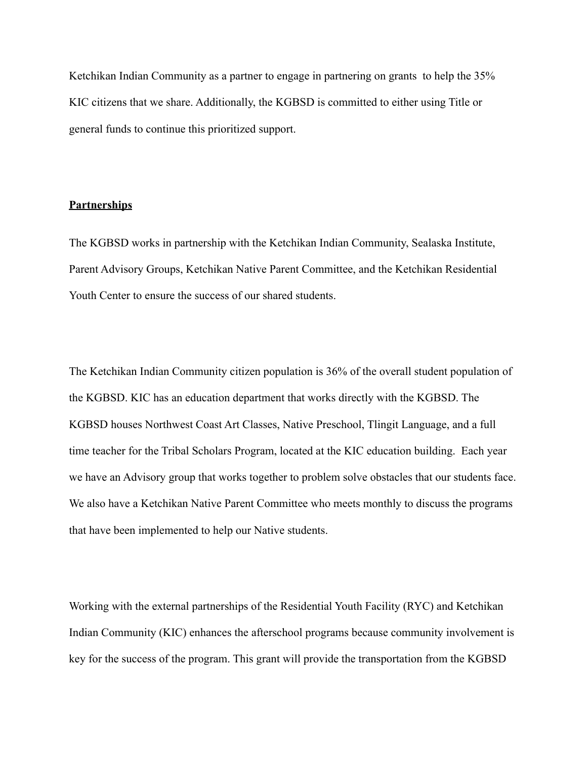Ketchikan Indian Community as a partner to engage in partnering on grants to help the 35% KIC citizens that we share. Additionally, the KGBSD is committed to either using Title or general funds to continue this prioritized support.

**Partnerships**

The KGBSD works in partnership with the Ketchikan Indian Community, Sealaska Institute, Parent Advisory Groups, Ketchikan Native Parent Committee, and the Ketchikan Residential Youth Center to ensure the success of our shared students.

The Ketchikan Indian Community citizen population is 36% of the overall student population of the KGBSD. KIC has an education department that works directly with the KGBSD. The KGBSD houses Northwest Coast Art Classes, Native Preschool, Tlingit Language, and a full time teacher for the Tribal Scholars Program, located at the KIC education building. Each year we have an Advisory group that works together to problem solve obstacles that our students face. We also have a Ketchikan Native Parent Committee who meets monthly to discuss the programs that have been implemented to help our Native students.

Working with the external partnerships of the Residential Youth Facility (RYC) and Ketchikan Indian Community (KIC) enhances the afterschool programs because community involvement is key for the success of the program. This grant will provide the transportation from the KGBSD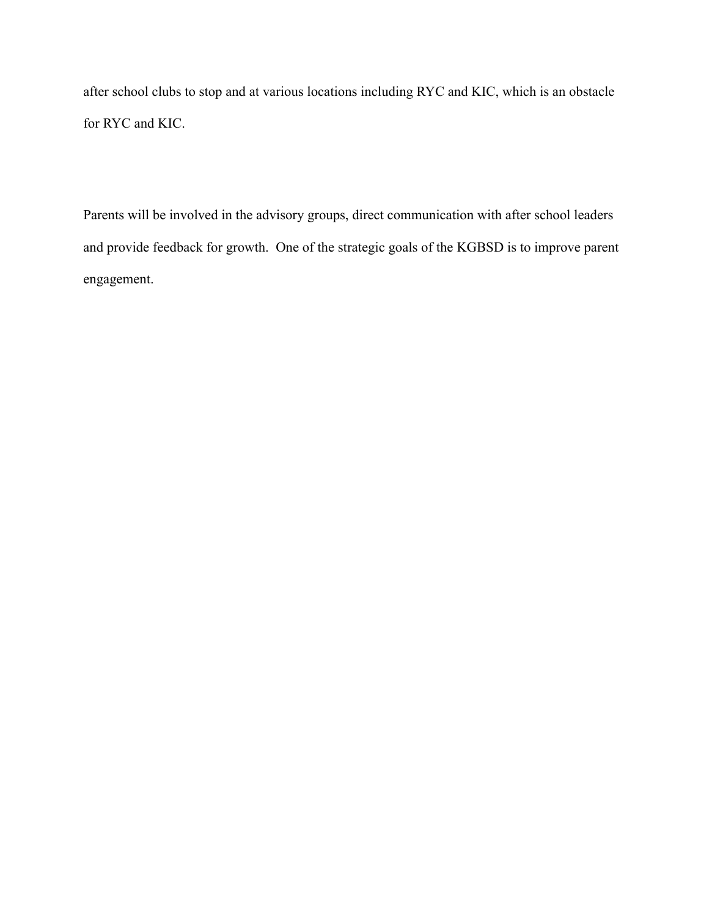after school clubs to stop and at various locations including RYC and KIC, which is an obstacle for RYC and KIC.

Parents will be involved in the advisory groups, direct communication with after school leaders and provide feedback for growth.  One of the strategic goals of the KGBSD is to improve parent engagement.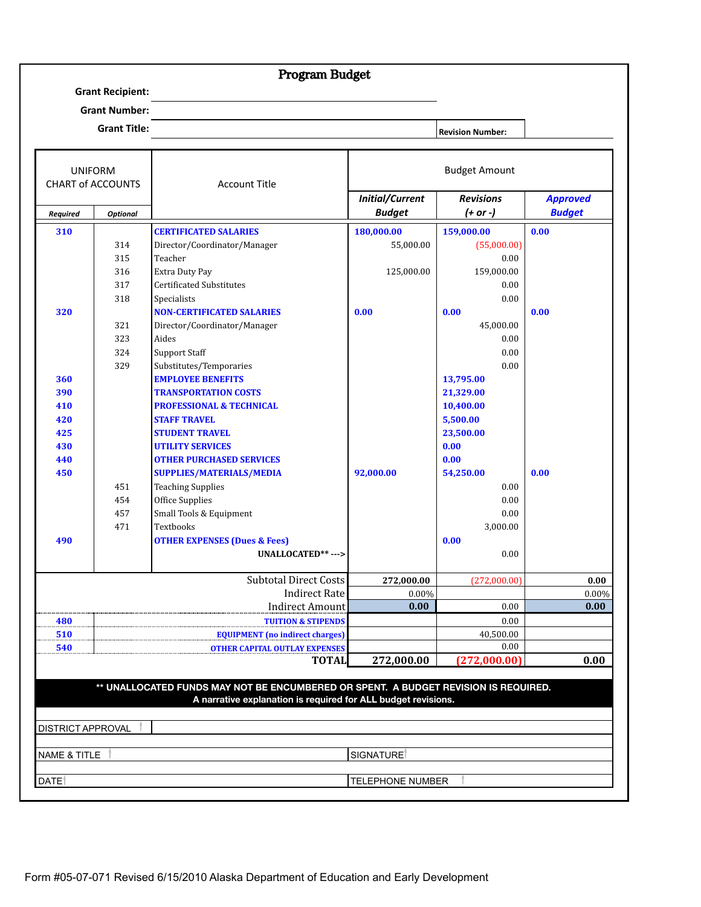# Program Budget

**Grant Recipient:**

**Grant Number:**

**Grant Title:** **Revision Number:**

| UNIFORM CHART of ACCOUNTS | | Account Title | Budget Amount | | |
|---|---|---|---|---|---|
| *Required* | *Optional* | | *Initial/Current Budget* | *Revisions (+ or -)* | *Approved Budget* |
| 310 | | **CERTIFICATED SALARIES** | **180,000.00** | **159,000.00** | **0.00** |
| | 314 | Director/Coordinator/Manager | 55,000.00 | (55,000.00) | |
| | 315 | Teacher | | 0.00 | |
| | 316 | Extra Duty Pay | 125,000.00 | 159,000.00 | |
| | 317 | Certificated Substitutes | | 0.00 | |
| | 318 | Specialists | | 0.00 | |
| 320 | | **NON-CERTIFICATED SALARIES** | **0.00** | **0.00** | **0.00** |
| | 321 | Director/Coordinator/Manager | | 45,000.00 | |
| | 323 | Aides | | 0.00 | |
| | 324 | Support Staff | | 0.00 | |
| | 329 | Substitutes/Temporaries | | 0.00 | |
| 360 | | **EMPLOYEE BENEFITS** | | **13,795.00** | |
| 390 | | **TRANSPORTATION COSTS** | | **21,329.00** | |
| 410 | | **PROFESSIONAL & TECHNICAL** | | **10,400.00** | |
| 420 | | **STAFF TRAVEL** | | **5,500.00** | |
| 425 | | **STUDENT TRAVEL** | | **23,500.00** | |
| 430 | | **UTILITY SERVICES** | | **0.00** | |
| 440 | | **OTHER PURCHASED SERVICES** | | **0.00** | |
| 450 | | **SUPPLIES/MATERIALS/MEDIA** | **92,000.00** | **54,250.00** | **0.00** |
| | 451 | Teaching Supplies | | 0.00 | |
| | 454 | Office Supplies | | 0.00 | |
| | 457 | Small Tools & Equipment | | 0.00 | |
| | 471 | Textbooks | | 3,000.00 | |
| 490 | | **OTHER EXPENSES (Dues & Fees)** | | **0.00** | |
| | | **UNALLOCATED\*\* --->** | | 0.00 | |
| | | Subtotal Direct Costs | **272,000.00** | (272,000.00) | **0.00** |
| | | Indirect Rate | 0.00% | | 0.00% |
| | | Indirect Amount | **0.00** | 0.00 | **0.00** |
| 480 | | **TUITION & STIPENDS** | | 0.00 | |
| 510 | | **EQUIPMENT (no indirect charges)** | | 40,500.00 | |
| 540 | | **OTHER CAPITAL OUTLAY EXPENSES** | | 0.00 | |
| | | **TOTAL** | **272,000.00** | **(272,000.00)** | **0.00** |

**\*\* UNALLOCATED FUNDS MAY NOT BE ENCUMBERED OR SPENT. A BUDGET REVISION IS REQUIRED.**
**A narrative explanation is required for ALL budget revisions.**

| DISTRICT APPROVAL | |
|---|---|
| NAME & TITLE | SIGNATURE |
| DATE | TELEPHONE NUMBER |

Form #05-07-071 Revised 6/15/2010 Alaska Department of Education and Early Development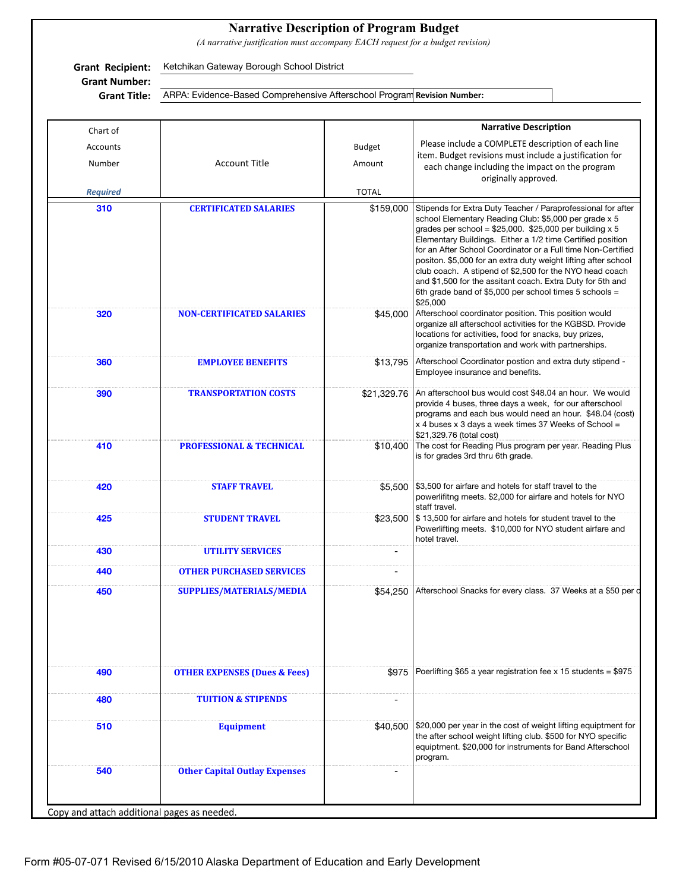# Narrative Description of Program Budget

*(A narrative justification must accompany EACH request for a budget revision)*

**Grant Recipient:** Ketchikan Gateway Borough School District

**Grant Number:**

**Grant Title:** ARPA: Evidence-Based Comprehensive Afterschool Program

**Revision Number:**

| Chart of Accounts Number *Required* | Account Title | Budget Amount TOTAL | Narrative Description Please include a COMPLETE description of each line item. Budget revisions must include a justification for each change including the impact on the program originally approved. |
|---|---|---|---|
| 310 | CERTIFICATED SALARIES | $159,000 | Stipends for Extra Duty Teacher / Paraprofessional for after school Elementary Reading Club: $5,000 per grade x 5 grades per school = $25,000. $25,000 per building x 5 Elementary Buildings. Either a 1/2 time Certified position for an After School Coordinator or a Full time Non-Certified positon. $5,000 for an extra duty weight lifting after school club coach. A stipend of $2,500 for the NYO head coach and $1,500 for the assitant coach. Extra Duty for 5th and 6th grade band of $5,000 per school times 5 schools = $25,000 |
| 320 | NON-CERTIFICATED SALARIES | $45,000 | Afterschool coordinator position. This position would organize all afterschool activities for the KGBSD. Provide locations for activities, food for snacks, buy prizes, organize transportation and work with partnerships. |
| 360 | EMPLOYEE BENEFITS | $13,795 | Afterschool Coordinator postion and extra duty stipend - Employee insurance and benefits. |
| 390 | TRANSPORTATION COSTS | $21,329.76 | An afterschool bus would cost $48.04 an hour. We would provide 4 buses, three days a week, for our afterschool programs and each bus would need an hour. $48.04 (cost) x 4 buses x 3 days a week times 37 Weeks of School = $21,329.76 (total cost) |
| 410 | PROFESSIONAL & TECHNICAL | $10,400 | The cost for Reading Plus program per year. Reading Plus is for grades 3rd thru 6th grade. |
| 420 | STAFF TRAVEL | $5,500 | $3,500 for airfare and hotels for staff travel to the powerlifitng meets. $2,000 for airfare and hotels for NYO staff travel. |
| 425 | STUDENT TRAVEL | $23,500 | $ 13,500 for airfare and hotels for student travel to the Powerlifting meets. $10,000 for NYO student airfare and hotel travel. |
| 430 | UTILITY SERVICES | - | |
| 440 | OTHER PURCHASED SERVICES | - | |
| 450 | SUPPLIES/MATERIALS/MEDIA | $54,250 | Afterschool Snacks for every class. 37 Weeks at a $50 per c |
| 490 | OTHER EXPENSES (Dues & Fees) | $975 | Poerlifting $65 a year registration fee x 15 students = $975 |
| 480 | TUITION & STIPENDS | - | |
| 510 | Equipment | $40,500 | $20,000 per year in the cost of weight lifting equiptment for the after school weight lifting club. $500 for NYO specific equiptment. $20,000 for instruments for Band Afterschool program. |
| 540 | Other Capital Outlay Expenses | - | |

Copy and attach additional pages as needed.

Form #05-07-071 Revised 6/15/2010 Alaska Department of Education and Early Development